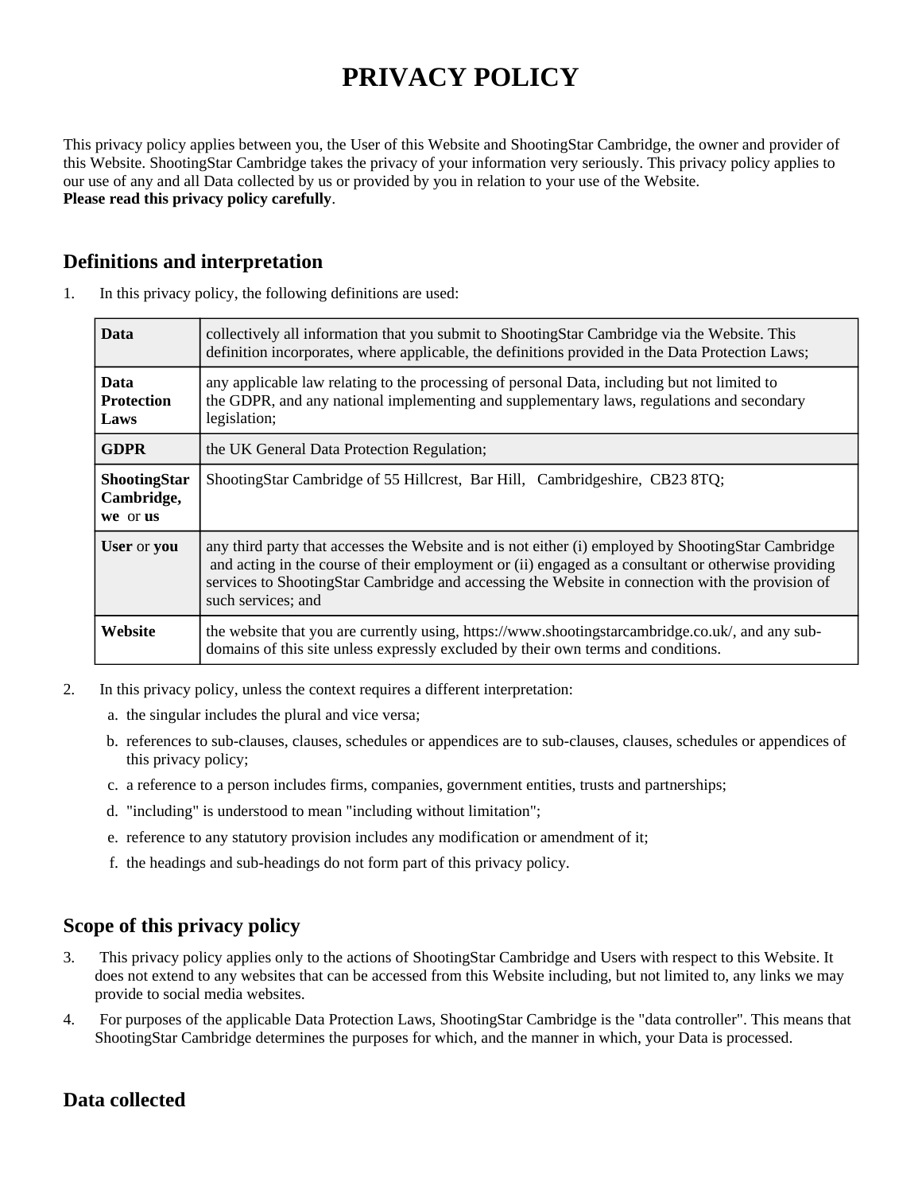# PRIVACY POLICY

This privacy policy applies between you, the User of this Website and ShootingStar Cambridge, the owner and provider of this Website. ShootingStar Cambridge takes the privacy of your information very seriously. This privacy policy applies to our use of any and all Data collected by us or provided by you in relation to your use of the Website.
**Please read this privacy policy carefully**.

## Definitions and interpretation

1. In this privacy policy, the following definitions are used:

| | |
|---|---|
| **Data** | collectively all information that you submit to ShootingStar Cambridge via the Website. This definition incorporates, where applicable, the definitions provided in the Data Protection Laws; |
| **Data Protection Laws** | any applicable law relating to the processing of personal Data, including but not limited to the GDPR, and any national implementing and supplementary laws, regulations and secondary legislation; |
| **GDPR** | the UK General Data Protection Regulation; |
| **ShootingStar Cambridge, we** or **us** | ShootingStar Cambridge of 55 Hillcrest, Bar Hill, Cambridgeshire, CB23 8TQ; |
| **User** or **you** | any third party that accesses the Website and is not either (i) employed by ShootingStar Cambridge and acting in the course of their employment or (ii) engaged as a consultant or otherwise providing services to ShootingStar Cambridge and accessing the Website in connection with the provision of such services; and |
| **Website** | the website that you are currently using, https://www.shootingstarcambridge.co.uk/, and any sub-domains of this site unless expressly excluded by their own terms and conditions. |

2. In this privacy policy, unless the context requires a different interpretation:
   a. the singular includes the plural and vice versa;
   b. references to sub-clauses, clauses, schedules or appendices are to sub-clauses, clauses, schedules or appendices of this privacy policy;
   c. a reference to a person includes firms, companies, government entities, trusts and partnerships;
   d. "including" is understood to mean "including without limitation";
   e. reference to any statutory provision includes any modification or amendment of it;
   f. the headings and sub-headings do not form part of this privacy policy.

## Scope of this privacy policy

3. This privacy policy applies only to the actions of ShootingStar Cambridge and Users with respect to this Website. It does not extend to any websites that can be accessed from this Website including, but not limited to, any links we may provide to social media websites.
4. For purposes of the applicable Data Protection Laws, ShootingStar Cambridge is the "data controller". This means that ShootingStar Cambridge determines the purposes for which, and the manner in which, your Data is processed.

## Data collected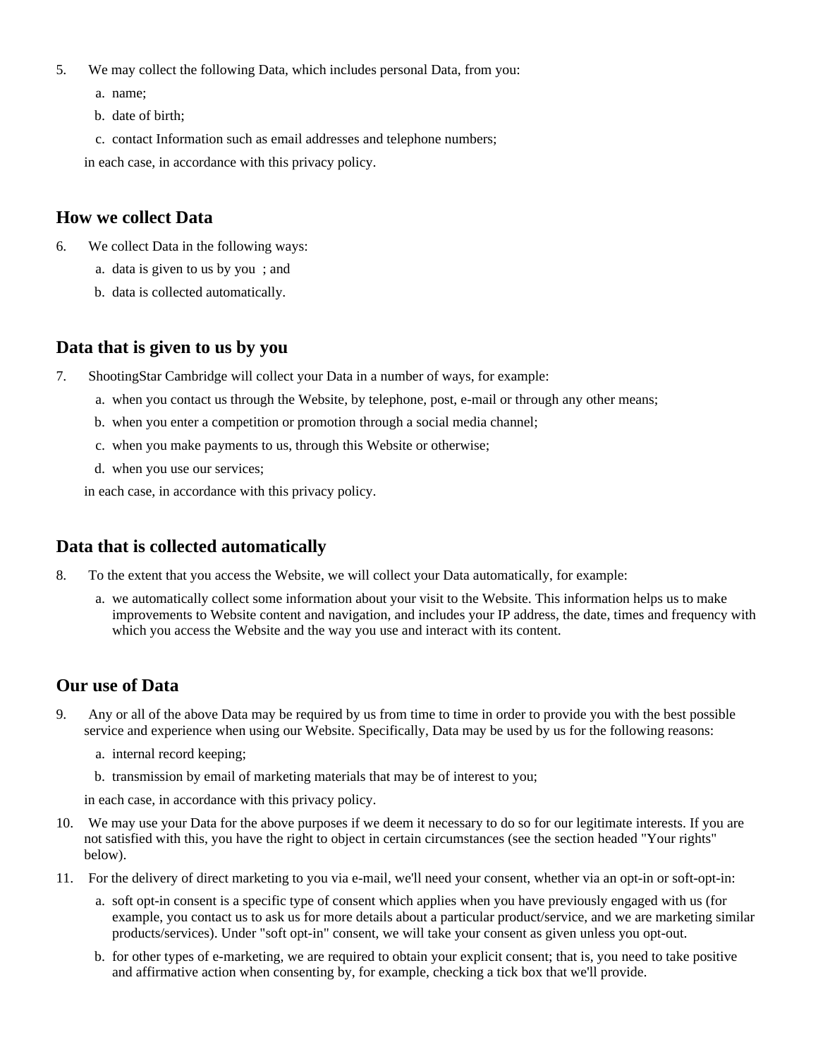5. We may collect the following Data, which includes personal Data, from you:
   a. name;
   b. date of birth;
   c. contact Information such as email addresses and telephone numbers;

   in each case, in accordance with this privacy policy.

## How we collect Data

6. We collect Data in the following ways:
   a. data is given to us by you ; and
   b. data is collected automatically.

## Data that is given to us by you

7. ShootingStar Cambridge will collect your Data in a number of ways, for example:
   a. when you contact us through the Website, by telephone, post, e-mail or through any other means;
   b. when you enter a competition or promotion through a social media channel;
   c. when you make payments to us, through this Website or otherwise;
   d. when you use our services;

   in each case, in accordance with this privacy policy.

## Data that is collected automatically

8. To the extent that you access the Website, we will collect your Data automatically, for example:
   a. we automatically collect some information about your visit to the Website. This information helps us to make improvements to Website content and navigation, and includes your IP address, the date, times and frequency with which you access the Website and the way you use and interact with its content.

## Our use of Data

9. Any or all of the above Data may be required by us from time to time in order to provide you with the best possible service and experience when using our Website. Specifically, Data may be used by us for the following reasons:
   a. internal record keeping;
   b. transmission by email of marketing materials that may be of interest to you;

   in each case, in accordance with this privacy policy.
10. We may use your Data for the above purposes if we deem it necessary to do so for our legitimate interests. If you are not satisfied with this, you have the right to object in certain circumstances (see the section headed "Your rights" below).
11. For the delivery of direct marketing to you via e-mail, we'll need your consent, whether via an opt-in or soft-opt-in:
    a. soft opt-in consent is a specific type of consent which applies when you have previously engaged with us (for example, you contact us to ask us for more details about a particular product/service, and we are marketing similar products/services). Under "soft opt-in" consent, we will take your consent as given unless you opt-out.
    b. for other types of e-marketing, we are required to obtain your explicit consent; that is, you need to take positive and affirmative action when consenting by, for example, checking a tick box that we'll provide.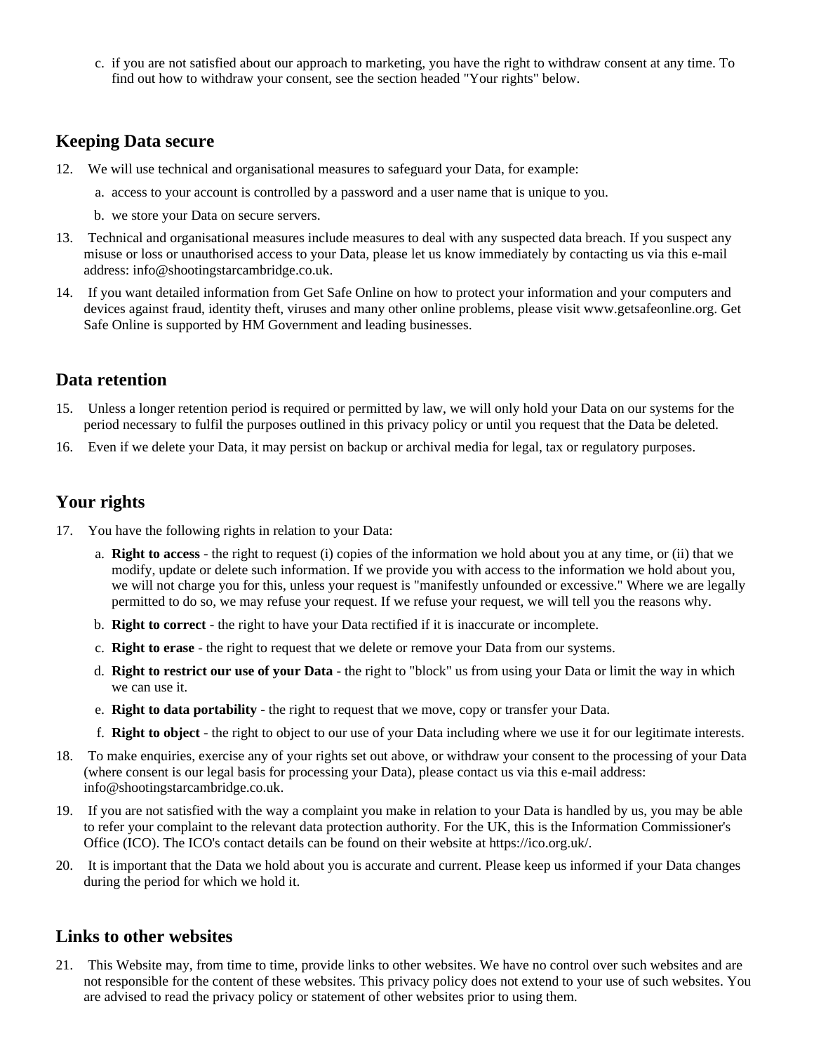c. if you are not satisfied about our approach to marketing, you have the right to withdraw consent at any time. To find out how to withdraw your consent, see the section headed "Your rights" below.

## Keeping Data secure

12. We will use technical and organisational measures to safeguard your Data, for example:
    a. access to your account is controlled by a password and a user name that is unique to you.
    b. we store your Data on secure servers.
13. Technical and organisational measures include measures to deal with any suspected data breach. If you suspect any misuse or loss or unauthorised access to your Data, please let us know immediately by contacting us via this e-mail address: info@shootingstarcambridge.co.uk.
14. If you want detailed information from Get Safe Online on how to protect your information and your computers and devices against fraud, identity theft, viruses and many other online problems, please visit www.getsafeonline.org. Get Safe Online is supported by HM Government and leading businesses.

## Data retention

15. Unless a longer retention period is required or permitted by law, we will only hold your Data on our systems for the period necessary to fulfil the purposes outlined in this privacy policy or until you request that the Data be deleted.
16. Even if we delete your Data, it may persist on backup or archival media for legal, tax or regulatory purposes.

## Your rights

17. You have the following rights in relation to your Data:
    a. **Right to access** - the right to request (i) copies of the information we hold about you at any time, or (ii) that we modify, update or delete such information. If we provide you with access to the information we hold about you, we will not charge you for this, unless your request is "manifestly unfounded or excessive." Where we are legally permitted to do so, we may refuse your request. If we refuse your request, we will tell you the reasons why.
    b. **Right to correct** - the right to have your Data rectified if it is inaccurate or incomplete.
    c. **Right to erase** - the right to request that we delete or remove your Data from our systems.
    d. **Right to restrict our use of your Data** - the right to "block" us from using your Data or limit the way in which we can use it.
    e. **Right to data portability** - the right to request that we move, copy or transfer your Data.
    f. **Right to object** - the right to object to our use of your Data including where we use it for our legitimate interests.
18. To make enquiries, exercise any of your rights set out above, or withdraw your consent to the processing of your Data (where consent is our legal basis for processing your Data), please contact us via this e-mail address: info@shootingstarcambridge.co.uk.
19. If you are not satisfied with the way a complaint you make in relation to your Data is handled by us, you may be able to refer your complaint to the relevant data protection authority. For the UK, this is the Information Commissioner's Office (ICO). The ICO's contact details can be found on their website at https://ico.org.uk/.
20. It is important that the Data we hold about you is accurate and current. Please keep us informed if your Data changes during the period for which we hold it.

## Links to other websites

21. This Website may, from time to time, provide links to other websites. We have no control over such websites and are not responsible for the content of these websites. This privacy policy does not extend to your use of such websites. You are advised to read the privacy policy or statement of other websites prior to using them.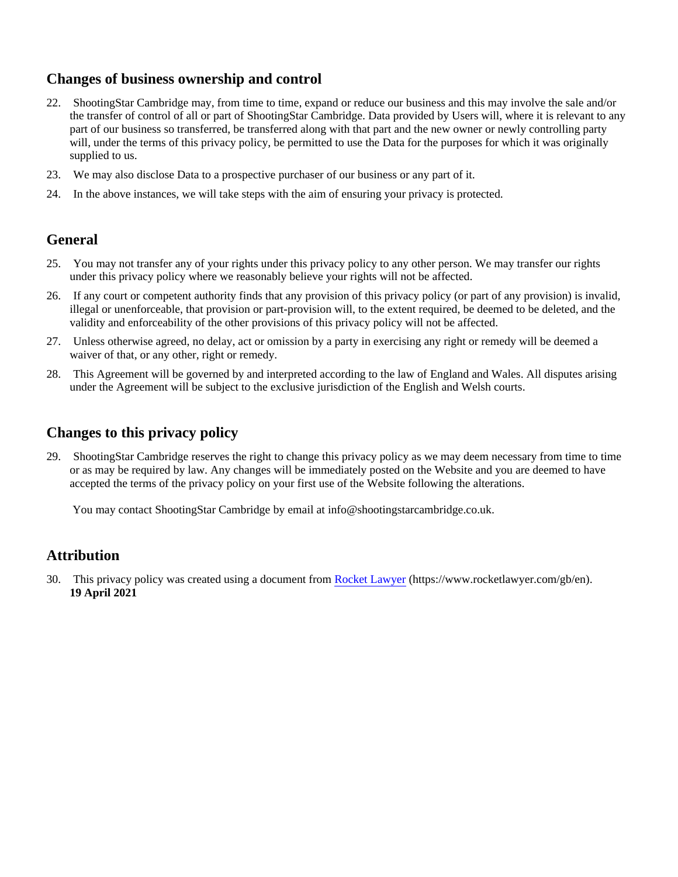## Changes of business ownership and control

22. ShootingStar Cambridge may, from time to time, expand or reduce our business and this may involve the sale and/or the transfer of control of all or part of ShootingStar Cambridge. Data provided by Users will, where it is relevant to any part of our business so transferred, be transferred along with that part and the new owner or newly controlling party will, under the terms of this privacy policy, be permitted to use the Data for the purposes for which it was originally supplied to us.
23. We may also disclose Data to a prospective purchaser of our business or any part of it.
24. In the above instances, we will take steps with the aim of ensuring your privacy is protected.

## General

25. You may not transfer any of your rights under this privacy policy to any other person. We may transfer our rights under this privacy policy where we reasonably believe your rights will not be affected.
26. If any court or competent authority finds that any provision of this privacy policy (or part of any provision) is invalid, illegal or unenforceable, that provision or part-provision will, to the extent required, be deemed to be deleted, and the validity and enforceability of the other provisions of this privacy policy will not be affected.
27. Unless otherwise agreed, no delay, act or omission by a party in exercising any right or remedy will be deemed a waiver of that, or any other, right or remedy.
28. This Agreement will be governed by and interpreted according to the law of England and Wales. All disputes arising under the Agreement will be subject to the exclusive jurisdiction of the English and Welsh courts.

## Changes to this privacy policy

29. ShootingStar Cambridge reserves the right to change this privacy policy as we may deem necessary from time to time or as may be required by law. Any changes will be immediately posted on the Website and you are deemed to have accepted the terms of the privacy policy on your first use of the Website following the alterations.

    You may contact ShootingStar Cambridge by email at info@shootingstarcambridge.co.uk.

## Attribution

30. This privacy policy was created using a document from [Rocket Lawyer](https://www.rocketlawyer.com/gb/en) (https://www.rocketlawyer.com/gb/en).
    **19 April 2021**